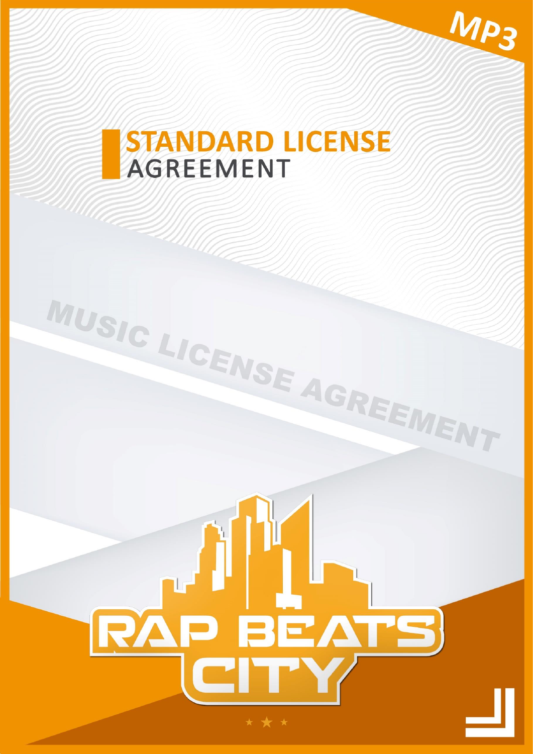MP3

# STANDARD LICENSE AGREEMENT

MUSIC LICENSE AGREEMENT

RAP BEATS CITY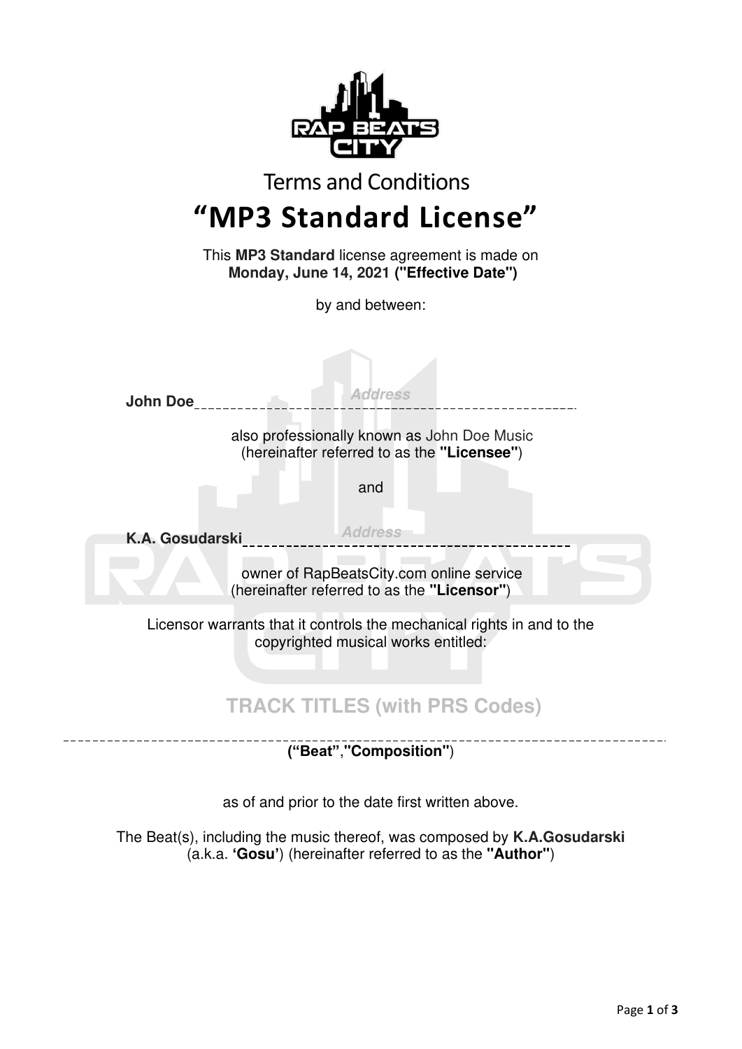Terms and Conditions

# "MP3 Standard License"

This **MP3 Standard** license agreement is made on **Monday, June 14, 2021 ("Effective Date")**

by and between:

**John Doe** ___ *Address* ___

also professionally known as John Doe Music (hereinafter referred to as the **"Licensee"**)

and

**K.A. Gosudarski** ___ *Address* ___

owner of RapBeatsCity.com online service (hereinafter referred to as the **"Licensor"**)

Licensor warrants that it controls the mechanical rights in and to the copyrighted musical works entitled:

**TRACK TITLES (with PRS Codes)**

---

**("Beat","Composition")**

as of and prior to the date first written above.

The Beat(s), including the music thereof, was composed by **K.A.Gosudarski** (a.k.a. **'Gosu'**) (hereinafter referred to as the **"Author"**)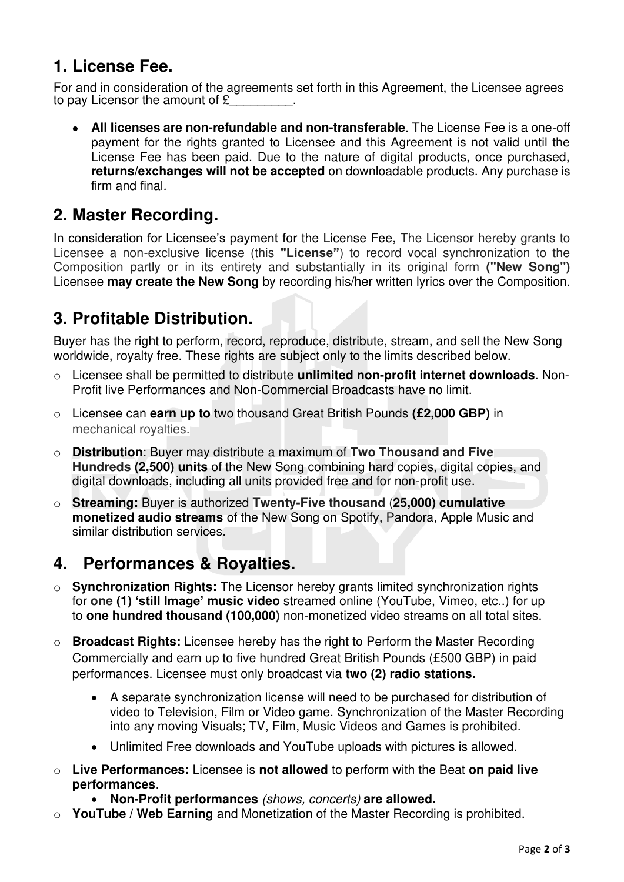## 1. License Fee.

For and in consideration of the agreements set forth in this Agreement, the Licensee agrees to pay Licensor the amount of £_________.

- **All licenses are non-refundable and non-transferable**. The License Fee is a one-off payment for the rights granted to Licensee and this Agreement is not valid until the License Fee has been paid. Due to the nature of digital products, once purchased, **returns/exchanges will not be accepted** on downloadable products. Any purchase is firm and final.

## 2. Master Recording.

In consideration for Licensee's payment for the License Fee, The Licensor hereby grants to Licensee a non-exclusive license (this **"License"**) to record vocal synchronization to the Composition partly or in its entirety and substantially in its original form **("New Song")** Licensee **may create the New Song** by recording his/her written lyrics over the Composition.

## 3. Profitable Distribution.

Buyer has the right to perform, record, reproduce, distribute, stream, and sell the New Song worldwide, royalty free. These rights are subject only to the limits described below.

- Licensee shall be permitted to distribute **unlimited non-profit internet downloads**. Non-Profit live Performances and Non-Commercial Broadcasts have no limit.
- Licensee can **earn up to** two thousand Great British Pounds **(£2,000 GBP)** in mechanical royalties.
- **Distribution**: Buyer may distribute a maximum of **Two Thousand and Five Hundreds (2,500) units** of the New Song combining hard copies, digital copies, and digital downloads, including all units provided free and for non-profit use.
- **Streaming:** Buyer is authorized **Twenty-Five thousand** (**25,000) cumulative monetized audio streams** of the New Song on Spotify, Pandora, Apple Music and similar distribution services.

## 4. Performances & Royalties.

- **Synchronization Rights:** The Licensor hereby grants limited synchronization rights for **one (1) 'still Image' music video** streamed online (YouTube, Vimeo, etc..) for up to **one hundred thousand (100,000)** non-monetized video streams on all total sites.
- **Broadcast Rights:** Licensee hereby has the right to Perform the Master Recording Commercially and earn up to five hundred Great British Pounds (£500 GBP) in paid performances. Licensee must only broadcast via **two (2) radio stations.**
  - A separate synchronization license will need to be purchased for distribution of video to Television, Film or Video game. Synchronization of the Master Recording into any moving Visuals; TV, Film, Music Videos and Games is prohibited.
  - Unlimited Free downloads and YouTube uploads with pictures is allowed.
- **Live Performances:** Licensee is **not allowed** to perform with the Beat **on paid live performances**.
  - **Non-Profit performances** *(shows, concerts)* **are allowed.**
- **YouTube** / **Web Earning** and Monetization of the Master Recording is prohibited.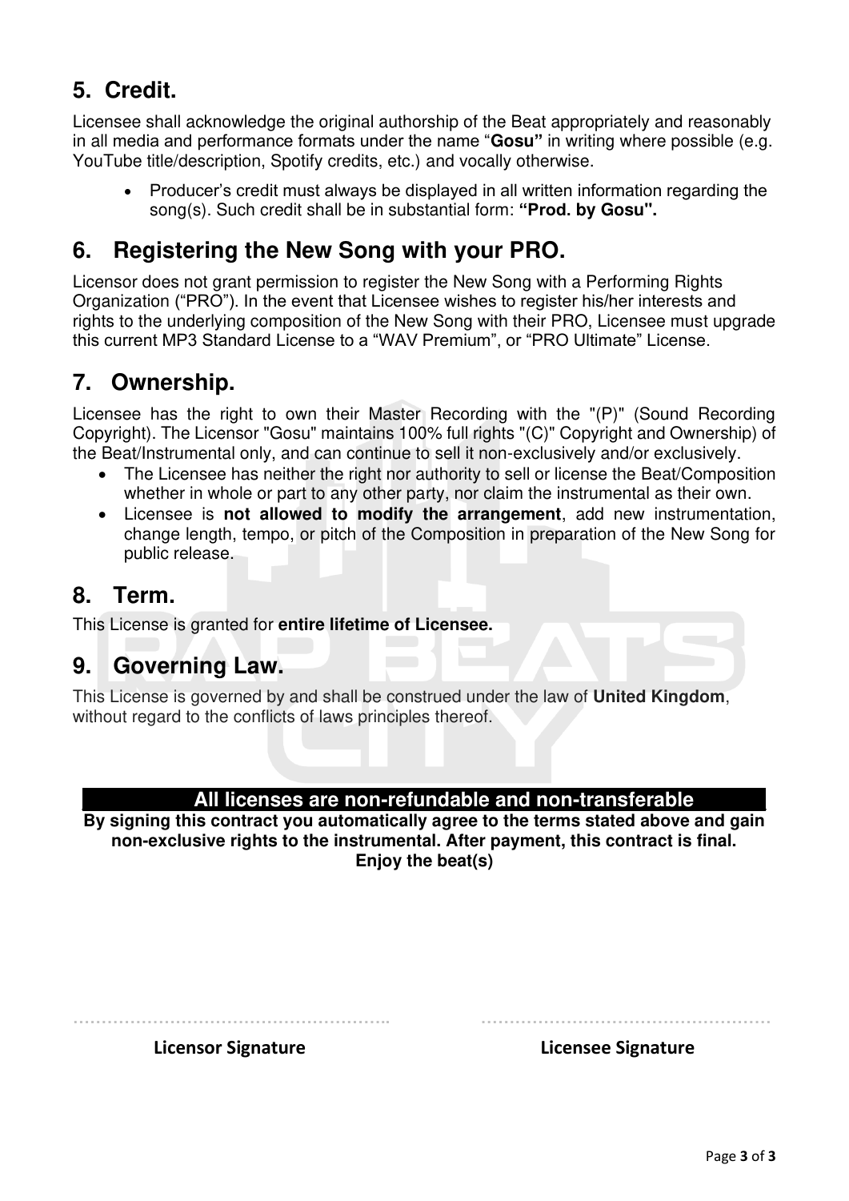## 5. Credit.

Licensee shall acknowledge the original authorship of the Beat appropriately and reasonably in all media and performance formats under the name "**Gosu"** in writing where possible (e.g. YouTube title/description, Spotify credits, etc.) and vocally otherwise.

- Producer's credit must always be displayed in all written information regarding the song(s). Such credit shall be in substantial form: **"Prod. by Gosu".**

## 6. Registering the New Song with your PRO.

Licensor does not grant permission to register the New Song with a Performing Rights Organization ("PRO"). In the event that Licensee wishes to register his/her interests and rights to the underlying composition of the New Song with their PRO, Licensee must upgrade this current MP3 Standard License to a "WAV Premium", or "PRO Ultimate" License.

## 7. Ownership.

Licensee has the right to own their Master Recording with the "(P)" (Sound Recording Copyright). The Licensor "Gosu" maintains 100% full rights "(C)" Copyright and Ownership) of the Beat/Instrumental only, and can continue to sell it non-exclusively and/or exclusively.

- The Licensee has neither the right nor authority to sell or license the Beat/Composition whether in whole or part to any other party, nor claim the instrumental as their own.
- Licensee is **not allowed to modify the arrangement**, add new instrumentation, change length, tempo, or pitch of the Composition in preparation of the New Song for public release.

## 8. Term.

This License is granted for **entire lifetime of Licensee.**

## 9. Governing Law.

This License is governed by and shall be construed under the law of **United Kingdom**, without regard to the conflicts of laws principles thereof.

**All licenses are non-refundable and non-transferable**

**By signing this contract you automatically agree to the terms stated above and gain non-exclusive rights to the instrumental. After payment, this contract is final. Enjoy the beat(s)**

.........................................................

**Licensor Signature**

.........................................................

**Licensee Signature**